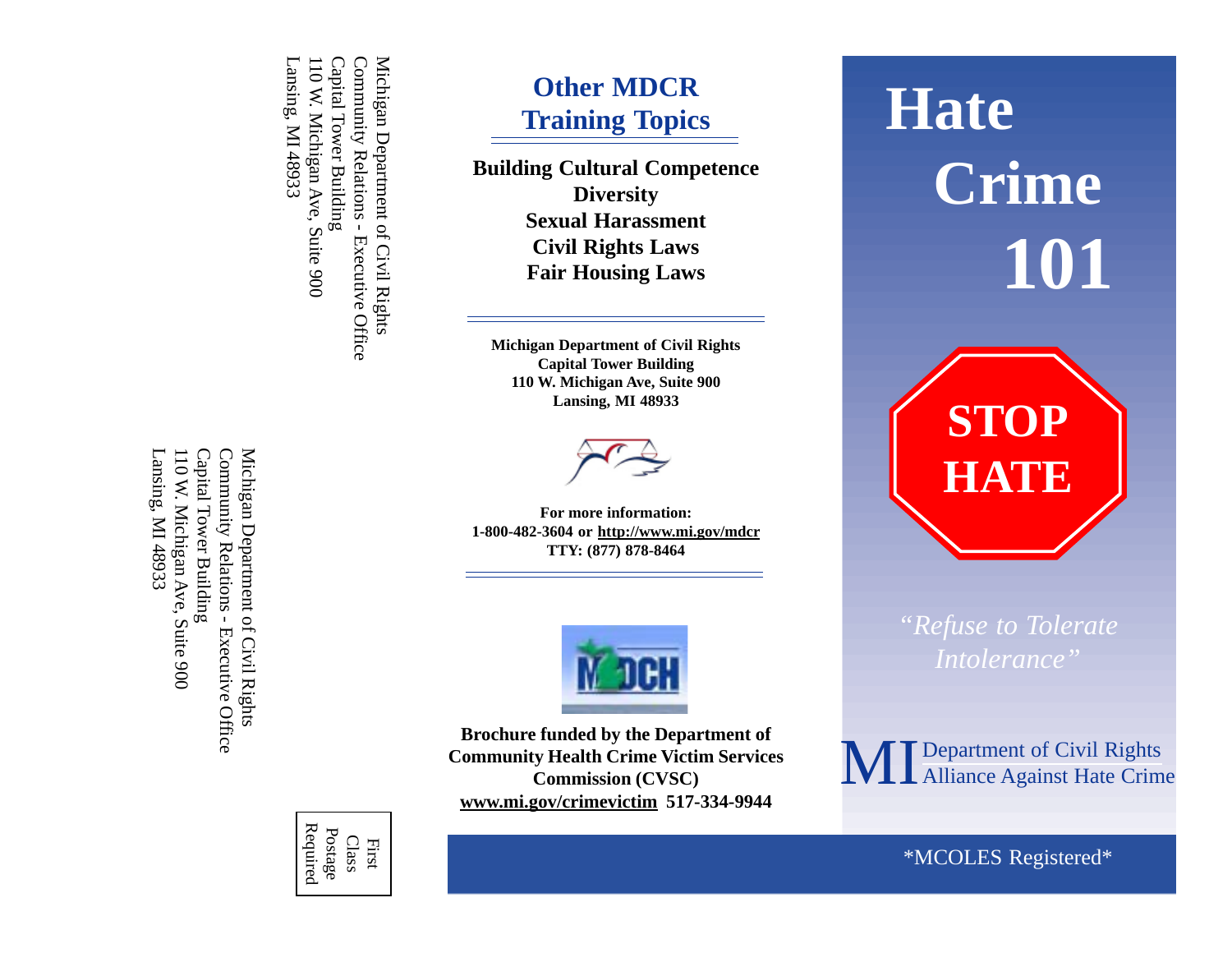Michigan Department of Civil Rights
Community Relations - Executive Office
Capitol Tower Building
110 W. Michigan Ave, Suite 900
Lansing, MI 48933

Michigan Department of Civil Rights
Community Relations - Executive Office
Capitol Tower Building
110 W. Michigan Ave, Suite 900
Lansing, MI 48933

First
Class
Postage
Required

## Other MDCR Training Topics

**Building Cultural Competence**
**Diversity**
**Sexual Harassment**
**Civil Rights Laws**
**Fair Housing Laws**

**Michigan Department of Civil Rights**
**Capitol Tower Building**
**110 W. Michigan Ave, Suite 900**
**Lansing, MI 48933**

**For more information:**
**1-800-482-3604 or http://www.mi.gov/mdcr**
**TTY: (877) 878-8464**

**Brochure funded by the Department of Community Health Crime Victim Services Commission (CVSC)**
**www.mi.gov/crimevictim 517-334-9944**

# Hate Crime 101

**STOP HATE**

*"Refuse to Tolerate Intolerance"*

MI Department of Civil Rights
Alliance Against Hate Crime

\*MCOLES Registered\*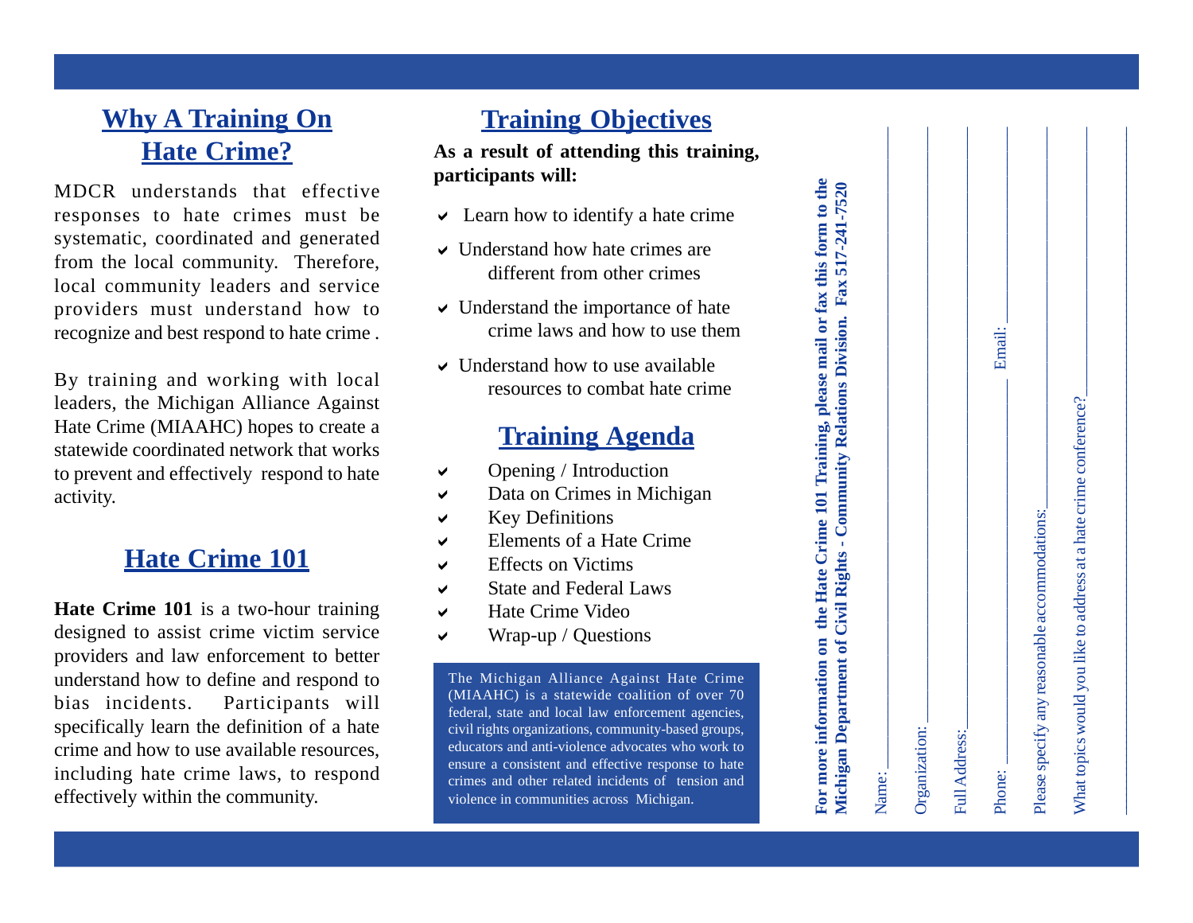## Why A Training On Hate Crime?

MDCR understands that effective responses to hate crimes must be systematic, coordinated and generated from the local community. Therefore, local community leaders and service providers must understand how to recognize and best respond to hate crime .

By training and working with local leaders, the Michigan Alliance Against Hate Crime (MIAAHC) hopes to create a statewide coordinated network that works to prevent and effectively respond to hate activity.

## Hate Crime 101

**Hate Crime 101** is a two-hour training designed to assist crime victim service providers and law enforcement to better understand how to define and respond to bias incidents. Participants will specifically learn the definition of a hate crime and how to use available resources, including hate crime laws, to respond effectively within the community.

## Training Objectives

**As a result of attending this training, participants will:**

- ✔ Learn how to identify a hate crime
- ✔ Understand how hate crimes are different from other crimes
- ✔ Understand the importance of hate crime laws and how to use them
- ✔ Understand how to use available resources to combat hate crime

## Training Agenda

- ✔ Opening / Introduction
- ✔ Data on Crimes in Michigan
- ✔ Key Definitions
- ✔ Elements of a Hate Crime
- ✔ Effects on Victims
- ✔ State and Federal Laws
- ✔ Hate Crime Video
- ✔ Wrap-up / Questions

The Michigan Alliance Against Hate Crime (MIAAHC) is a statewide coalition of over 70 federal, state and local law enforcement agencies, civil rights organizations, community-based groups, educators and anti-violence advocates who work to ensure a consistent and effective response to hate crimes and other related incidents of tension and violence in communities across Michigan.

**For more information on the Hate Crime 101 Training, please mail or fax this form to the Michigan Department of Civil Rights - Community Relations Division. Fax 517-241-7520**

Name: ____________________

Organization: ____________________

Full Address: ____________________

Phone: ____________________ Email: ____________________

Please specify any reasonable accommodations: ____________________

What topics would you like to address at a hate crime conference? ____________________